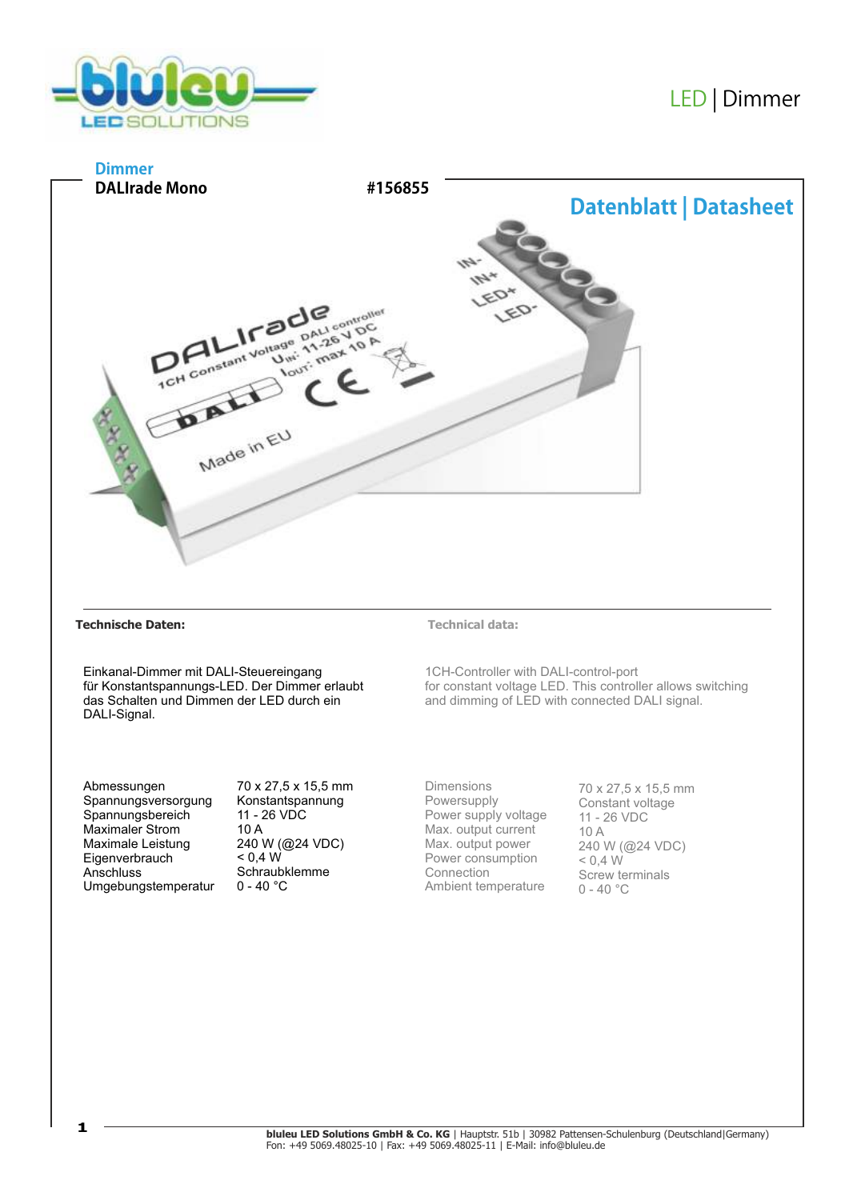LED | Dimmer

Dimmer

**DALIrade Mono** **#156855**

## Datenblatt | Datasheet

**Technische Daten:**

Einkanal-Dimmer mit DALI-Steuereingang für Konstantspannungs-LED. Der Dimmer erlaubt das Schalten und Dimmen der LED durch ein DALI-Signal.

| | |
|---|---|
| Abmessungen | 70 x 27,5 x 15,5 mm |
| Spannungsversorgung | Konstantspannung |
| Spannungsbereich | 11 - 26 VDC |
| Maximaler Strom | 10 A |
| Maximale Leistung | 240 W (@24 VDC) |
| Eigenverbrauch | < 0,4 W |
| Anschluss | Schraubklemme |
| Umgebungstemperatur | 0 - 40 °C |

**Technical data:**

1CH-Controller with DALI-control-port for constant voltage LED. This controller allows switching and dimming of LED with connected DALI signal.

| | |
|---|---|
| Dimensions | 70 x 27,5 x 15,5 mm |
| Powersupply | Constant voltage |
| Power supply voltage | 11 - 26 VDC |
| Max. output current | 10 A |
| Max. output power | 240 W (@24 VDC) |
| Power consumption | < 0,4 W |
| Connection | Screw terminals |
| Ambient temperature | 0 - 40 °C |

**bluleu LED Solutions GmbH & Co. KG** | Hauptstr. 51b | 30982 Pattensen-Schulenburg (Deutschland|Germany)
Fon: +49 5069.48025-10 | Fax: +49 5069.48025-11 | E-Mail: info@bluleu.de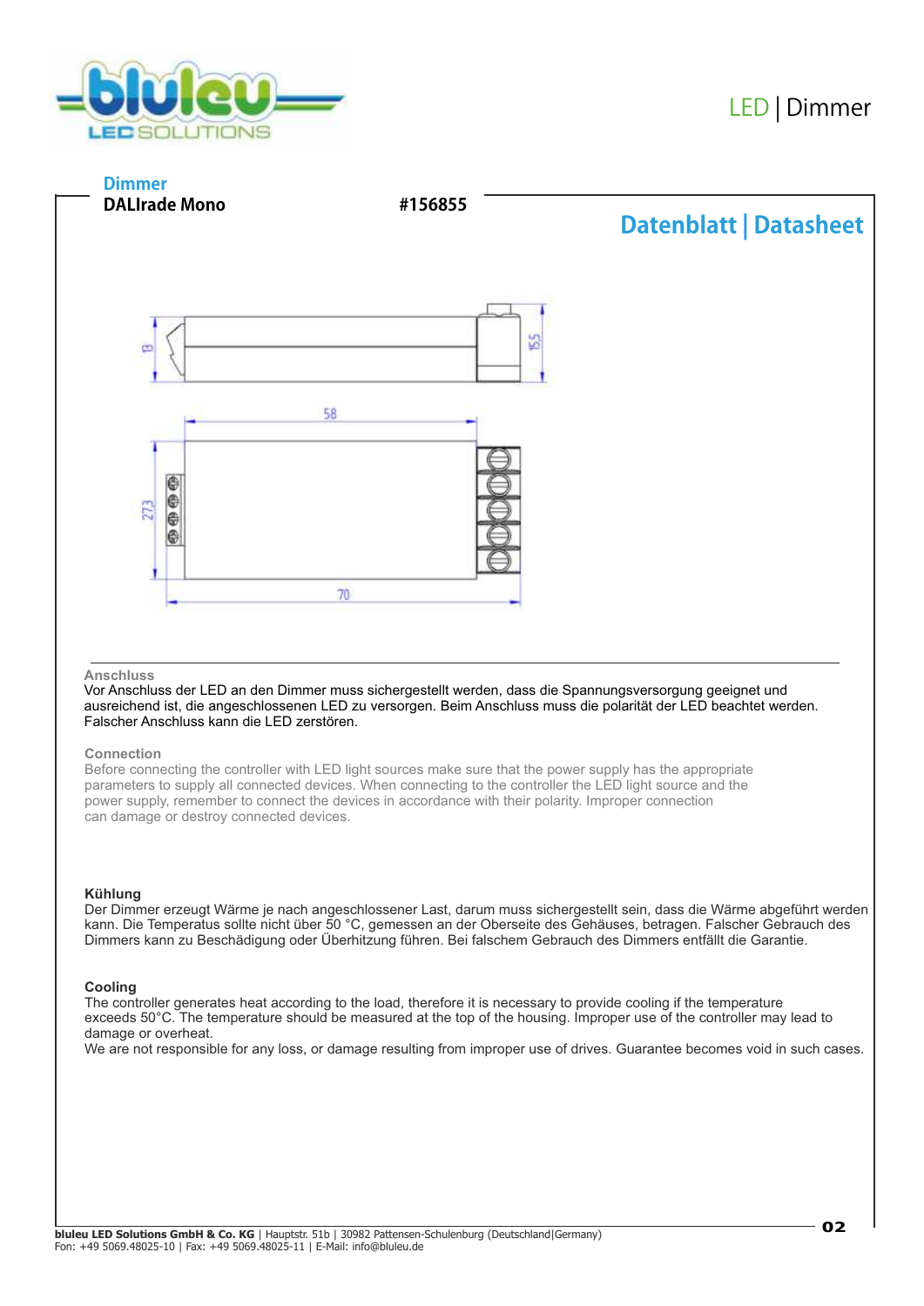LED | Dimmer

**Dimmer**
**DALIrade Mono** **#156855**

## Datenblatt | Datasheet

13 15.5 58 27.3 70

### Anschluss

Vor Anschluss der LED an den Dimmer muss sichergestellt werden, dass die Spannungsversorgung geeignet und ausreichend ist, die angeschlossenen LED zu versorgen. Beim Anschluss muss die polarität der LED beachtet werden. Falscher Anschluss kann die LED zerstören.

### Connection

Before connecting the controller with LED light sources make sure that the power supply has the appropriate parameters to supply all connected devices. When connecting to the controller the LED light source and the power supply, remember to connect the devices in accordance with their polarity. Improper connection can damage or destroy connected devices.

### Kühlung

Der Dimmer erzeugt Wärme je nach angeschlossener Last, darum muss sichergestellt sein, dass die Wärme abgeführt werden kann. Die Temperatus sollte nicht über 50 °C, gemessen an der Oberseite des Gehäuses, betragen. Falscher Gebrauch des Dimmers kann zu Beschädigung oder Überhitzung führen. Bei falschem Gebrauch des Dimmers entfällt die Garantie.

### Cooling

The controller generates heat according to the load, therefore it is necessary to provide cooling if the temperature exceeds 50°C. The temperature should be measured at the top of the housing. Improper use of the controller may lead to damage or overheat.
We are not responsible for any loss, or damage resulting from improper use of drives. Guarantee becomes void in such cases.

**bluleu LED Solutions GmbH & Co. KG** | Hauptstr. 51b | 30982 Pattensen-Schulenburg (Deutschland|Germany)
Fon: +49 5069.48025-10 | Fax: +49 5069.48025-11 | E-Mail: info@bluleu.de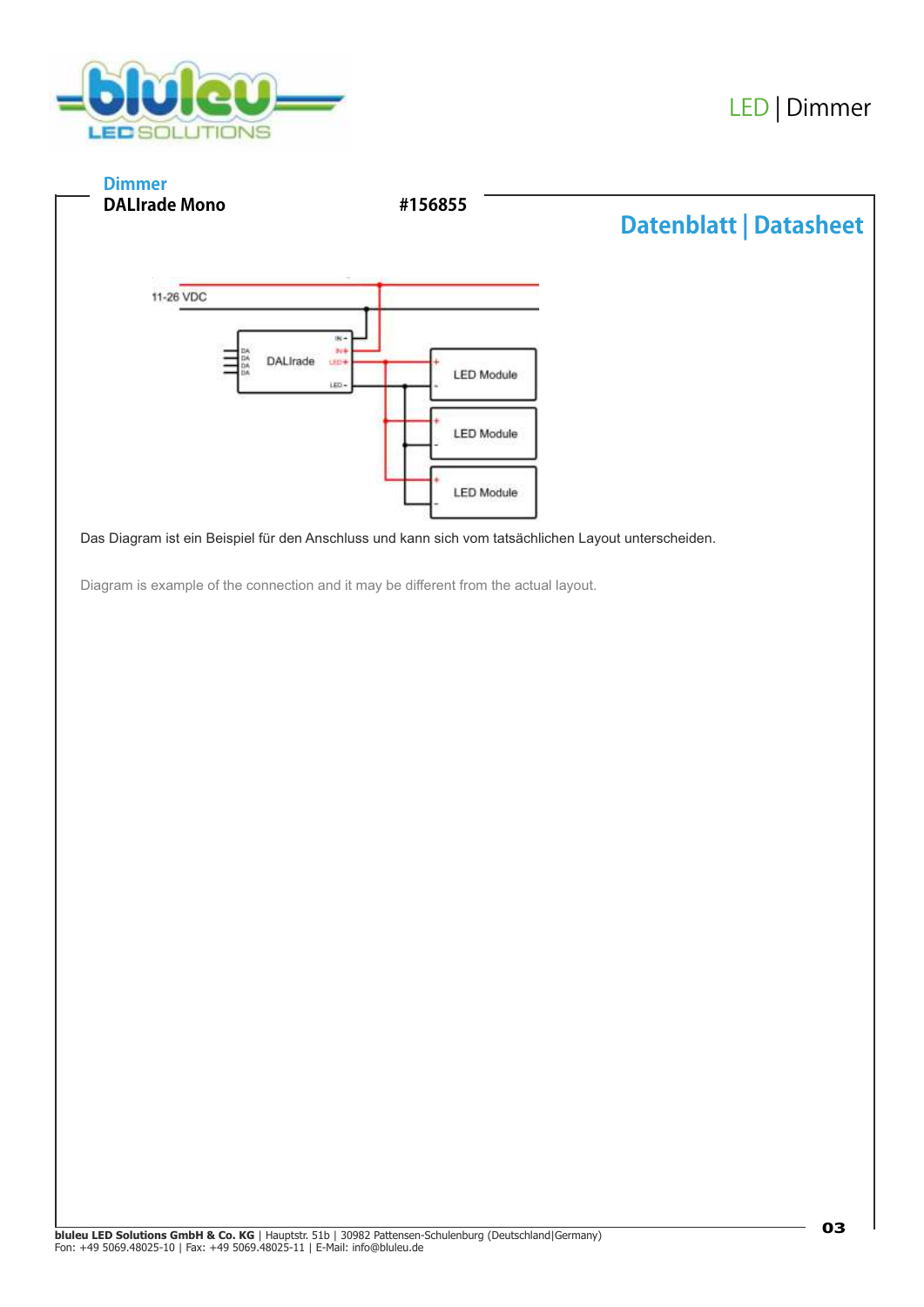**Dimmer**

**DALIrade Mono** **#156855**

## Datenblatt | Datasheet

11-26 VDC

DALIrade

IN -
IN +
LED +
LED -

DA
DA
DA
DA

LED Module

LED Module

LED Module

Das Diagram ist ein Beispiel für den Anschluss und kann sich vom tatsächlichen Layout unterscheiden.

Diagram is example of the connection and it may be different from the actual layout.

**bluleu LED Solutions GmbH & Co. KG** | Hauptstr. 51b | 30982 Pattensen-Schulenburg (Deutschland|Germany)
Fon: +49 5069.48025-10 | Fax: +49 5069.48025-11 | E-Mail: info@bluleu.de